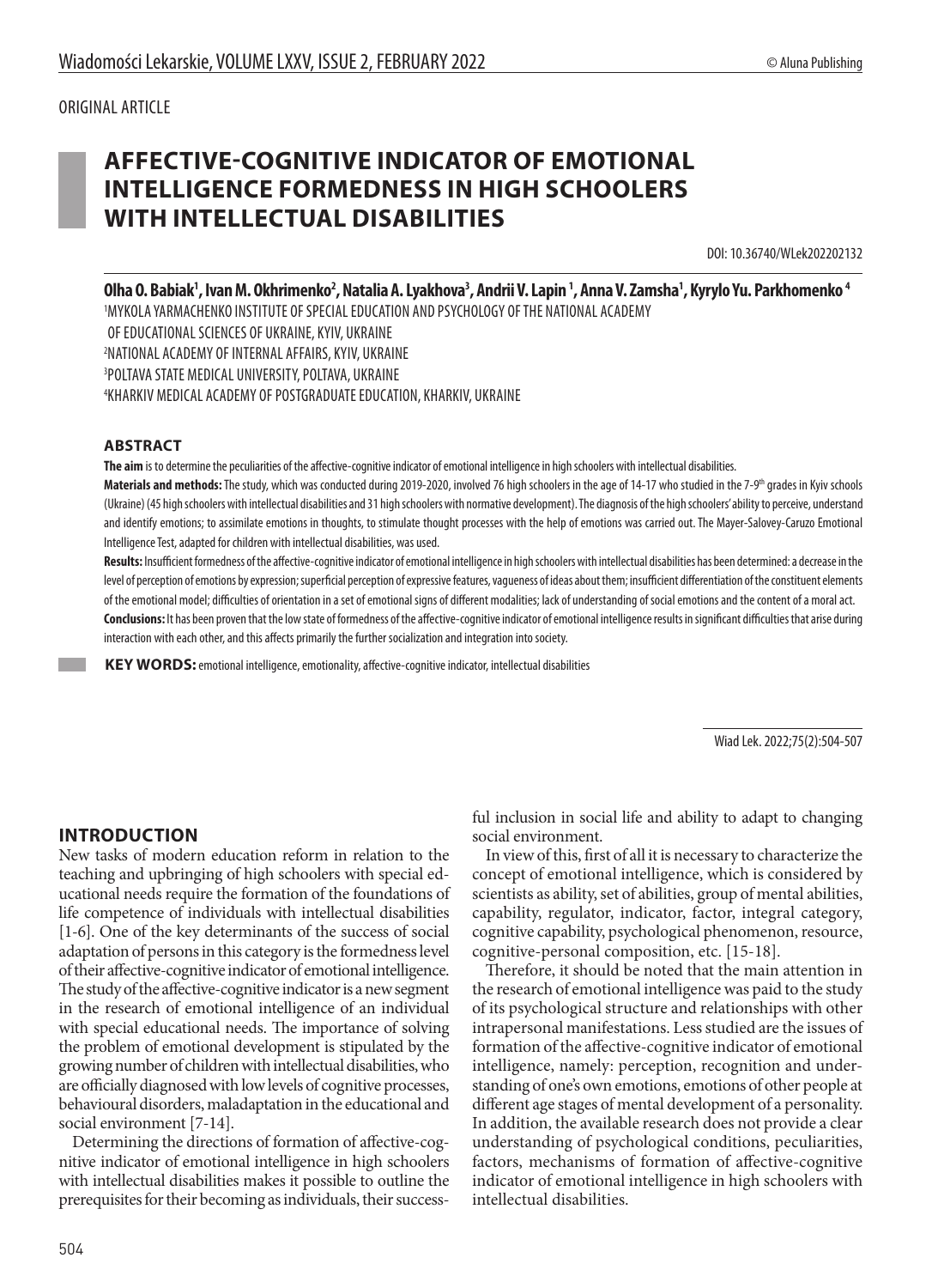ORIGINAL ARTICLE

# AFFECTIVE-COGNITIVE INDICATOR OF EMOTIONAL INTELLIGENCE FORMEDNESS IN HIGH SCHOOLERS WITH INTELLECTUAL DISABILITIES

DOI: 10.36740/WLek202202132

**Olha O. Babiak[1], Ivan M. Okhrimenko[2], Natalia A. Lyakhova[3], Andrii V. Lapin [1], Anna V. Zamsha[1], Kyrylo Yu. Parkhomenko [4]**

[1]MYKOLA YARMACHENKO INSTITUTE OF SPECIAL EDUCATION AND PSYCHOLOGY OF THE NATIONAL ACADEMY OF EDUCATIONAL SCIENCES OF UKRAINE, KYIV, UKRAINE

[2]NATIONAL ACADEMY OF INTERNAL AFFAIRS, KYIV, UKRAINE

[3]POLTAVA STATE MEDICAL UNIVERSITY, POLTAVA, UKRAINE

[4]KHARKIV MEDICAL ACADEMY OF POSTGRADUATE EDUCATION, KHARKIV, UKRAINE

### ABSTRACT

**The aim** is to determine the peculiarities of the affective-cognitive indicator of emotional intelligence in high schoolers with intellectual disabilities.

**Materials and methods:** The study, which was conducted during 2019-2020, involved 76 high schoolers in the age of 14-17 who studied in the 7-9[th] grades in Kyiv schools (Ukraine) (45 high schoolers with intellectual disabilities and 31 high schoolers with normative development). The diagnosis of the high schoolers' ability to perceive, understand and identify emotions; to assimilate emotions in thoughts, to stimulate thought processes with the help of emotions was carried out. The Mayer-Salovey-Caruzo Emotional Intelligence Test, adapted for children with intellectual disabilities, was used.

**Results:** Insufficient formedness of the affective-cognitive indicator of emotional intelligence in high schoolers with intellectual disabilities has been determined: a decrease in the level of perception of emotions by expression; superficial perception of expressive features, vagueness of ideas about them; insufficient differentiation of the constituent elements of the emotional model; difficulties of orientation in a set of emotional signs of different modalities; lack of understanding of social emotions and the content of a moral act.

**Conclusions:** It has been proven that the low state of formedness of the affective-cognitive indicator of emotional intelligence results in significant difficulties that arise during interaction with each other, and this affects primarily the further socialization and integration into society.

**KEY WORDS:** emotional intelligence, emotionality, affective-cognitive indicator, intellectual disabilities

Wiad Lek. 2022;75(2):504-507

## INTRODUCTION

New tasks of modern education reform in relation to the teaching and upbringing of high schoolers with special educational needs require the formation of the foundations of life competence of individuals with intellectual disabilities [1-6]. One of the key determinants of the success of social adaptation of persons in this category is the formedness level of their affective-cognitive indicator of emotional intelligence. The study of the affective-cognitive indicator is a new segment in the research of emotional intelligence of an individual with special educational needs. The importance of solving the problem of emotional development is stipulated by the growing number of children with intellectual disabilities, who are officially diagnosed with low levels of cognitive processes, behavioural disorders, maladaptation in the educational and social environment [7-14].

Determining the directions of formation of affective-cognitive indicator of emotional intelligence in high schoolers with intellectual disabilities makes it possible to outline the prerequisites for their becoming as individuals, their successful inclusion in social life and ability to adapt to changing social environment.

In view of this, first of all it is necessary to characterize the concept of emotional intelligence, which is considered by scientists as ability, set of abilities, group of mental abilities, capability, regulator, indicator, factor, integral category, cognitive capability, psychological phenomenon, resource, cognitive-personal composition, etc. [15-18].

Therefore, it should be noted that the main attention in the research of emotional intelligence was paid to the study of its psychological structure and relationships with other intrapersonal manifestations. Less studied are the issues of formation of the affective-cognitive indicator of emotional intelligence, namely: perception, recognition and understanding of one's own emotions, emotions of other people at different age stages of mental development of a personality. In addition, the available research does not provide a clear understanding of psychological conditions, peculiarities, factors, mechanisms of formation of affective-cognitive indicator of emotional intelligence in high schoolers with intellectual disabilities.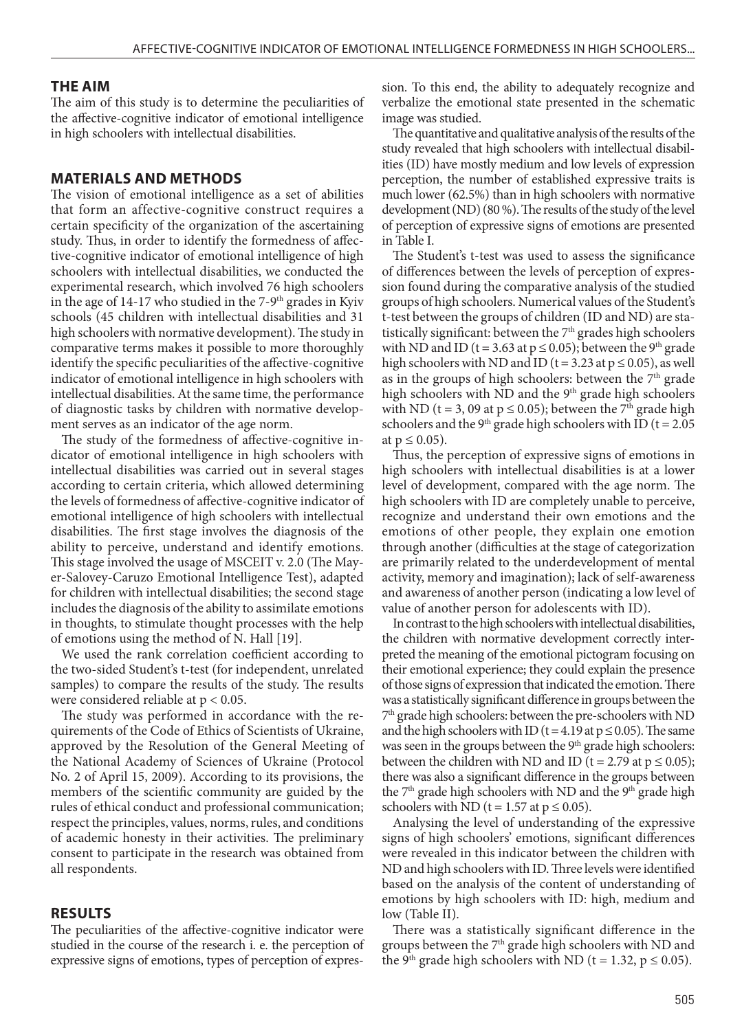## THE AIM

The aim of this study is to determine the peculiarities of the affective-cognitive indicator of emotional intelligence in high schoolers with intellectual disabilities.

## MATERIALS AND METHODS

The vision of emotional intelligence as a set of abilities that form an affective-cognitive construct requires a certain specificity of the organization of the ascertaining study. Thus, in order to identify the formedness of affective-cognitive indicator of emotional intelligence of high schoolers with intellectual disabilities, we conducted the experimental research, which involved 76 high schoolers in the age of 14-17 who studied in the 7-9th grades in Kyiv schools (45 children with intellectual disabilities and 31 high schoolers with normative development). The study in comparative terms makes it possible to more thoroughly identify the specific peculiarities of the affective-cognitive indicator of emotional intelligence in high schoolers with intellectual disabilities. At the same time, the performance of diagnostic tasks by children with normative development serves as an indicator of the age norm.

The study of the formedness of affective-cognitive indicator of emotional intelligence in high schoolers with intellectual disabilities was carried out in several stages according to certain criteria, which allowed determining the levels of formedness of affective-cognitive indicator of emotional intelligence of high schoolers with intellectual disabilities. The first stage involves the diagnosis of the ability to perceive, understand and identify emotions. This stage involved the usage of MSCEIT v. 2.0 (The Mayer-Salovey-Caruzo Emotional Intelligence Test), adapted for children with intellectual disabilities; the second stage includes the diagnosis of the ability to assimilate emotions in thoughts, to stimulate thought processes with the help of emotions using the method of N. Hall [19].

We used the rank correlation coefficient according to the two-sided Student's t-test (for independent, unrelated samples) to compare the results of the study. The results were considered reliable at $p < 0.05$.

The study was performed in accordance with the requirements of the Code of Ethics of Scientists of Ukraine, approved by the Resolution of the General Meeting of the National Academy of Sciences of Ukraine (Protocol No. 2 of April 15, 2009). According to its provisions, the members of the scientific community are guided by the rules of ethical conduct and professional communication; respect the principles, values, norms, rules, and conditions of academic honesty in their activities. The preliminary consent to participate in the research was obtained from all respondents.

## RESULTS

The peculiarities of the affective-cognitive indicator were studied in the course of the research i. e. the perception of expressive signs of emotions, types of perception of expression. To this end, the ability to adequately recognize and verbalize the emotional state presented in the schematic image was studied.

The quantitative and qualitative analysis of the results of the study revealed that high schoolers with intellectual disabilities (ID) have mostly medium and low levels of expression perception, the number of established expressive traits is much lower (62.5%) than in high schoolers with normative development (ND) (80 %). The results of the study of the level of perception of expressive signs of emotions are presented in Table I.

The Student's t-test was used to assess the significance of differences between the levels of perception of expression found during the comparative analysis of the studied groups of high schoolers. Numerical values of the Student's t-test between the groups of children (ID and ND) are statistically significant: between the 7th grades high schoolers with ND and ID ($t = 3.63$ at $p \leq 0.05$); between the 9th grade high schoolers with ND and ID ($t = 3.23$ at $p \leq 0.05$), as well as in the groups of high schoolers: between the 7th grade high schoolers with ND and the 9th grade high schoolers with ND ($t = 3, 09$ at $p \leq 0.05$); between the 7th grade high schoolers and the 9th grade high schoolers with ID ($t = 2.05$ at $p \leq 0.05$).

Thus, the perception of expressive signs of emotions in high schoolers with intellectual disabilities is at a lower level of development, compared with the age norm. The high schoolers with ID are completely unable to perceive, recognize and understand their own emotions and the emotions of other people, they explain one emotion through another (difficulties at the stage of categorization are primarily related to the underdevelopment of mental activity, memory and imagination); lack of self-awareness and awareness of another person (indicating a low level of value of another person for adolescents with ID).

In contrast to the high schoolers with intellectual disabilities, the children with normative development correctly interpreted the meaning of the emotional pictogram focusing on their emotional experience; they could explain the presence of those signs of expression that indicated the emotion. There was a statistically significant difference in groups between the 7th grade high schoolers: between the pre-schoolers with ND and the high schoolers with ID ($t = 4.19$ at $p \leq 0.05$). The same was seen in the groups between the 9th grade high schoolers: between the children with ND and ID ($t = 2.79$ at $p \leq 0.05$); there was also a significant difference in the groups between the 7th grade high schoolers with ND and the 9th grade high schoolers with ND ($t = 1.57$ at $p \leq 0.05$).

Analysing the level of understanding of the expressive signs of high schoolers' emotions, significant differences were revealed in this indicator between the children with ND and high schoolers with ID. Three levels were identified based on the analysis of the content of understanding of emotions by high schoolers with ID: high, medium and low (Table II).

There was a statistically significant difference in the groups between the 7th grade high schoolers with ND and the 9th grade high schoolers with ND ($t = 1.32$, $p \leq 0.05$).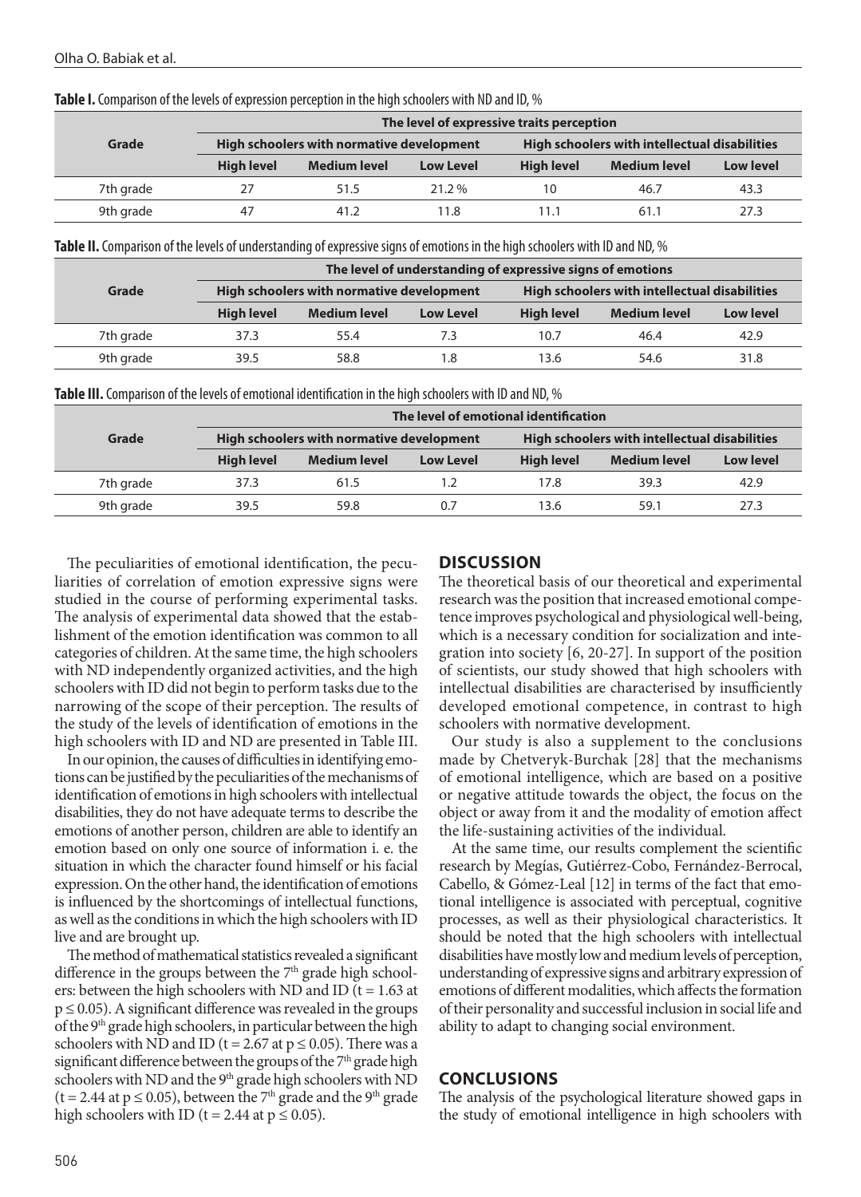**Table I.** Comparison of the levels of expression perception in the high schoolers with ND and ID, %

| Grade | The level of expressive traits perception | | | | | |
|---|---|---|---|---|---|---|
| | High schoolers with normative development | | | High schoolers with intellectual disabilities | | |
| | High level | Medium level | Low Level | High level | Medium level | Low level |
| 7th grade | 27 | 51.5 | 21.2 % | 10 | 46.7 | 43.3 |
| 9th grade | 47 | 41.2 | 11.8 | 11.1 | 61.1 | 27.3 |

**Table II.** Comparison of the levels of understanding of expressive signs of emotions in the high schoolers with ID and ND, %

| Grade | The level of understanding of expressive signs of emotions | | | | | |
|---|---|---|---|---|---|---|
| | High schoolers with normative development | | | High schoolers with intellectual disabilities | | |
| | High level | Medium level | Low Level | High level | Medium level | Low level |
| 7th grade | 37.3 | 55.4 | 7.3 | 10.7 | 46.4 | 42.9 |
| 9th grade | 39.5 | 58.8 | 1.8 | 13.6 | 54.6 | 31.8 |

**Table III.** Comparison of the levels of emotional identification in the high schoolers with ID and ND, %

| Grade | The level of emotional identification | | | | | |
|---|---|---|---|---|---|---|
| | High schoolers with normative development | | | High schoolers with intellectual disabilities | | |
| | High level | Medium level | Low Level | High level | Medium level | Low level |
| 7th grade | 37.3 | 61.5 | 1.2 | 17.8 | 39.3 | 42.9 |
| 9th grade | 39.5 | 59.8 | 0.7 | 13.6 | 59.1 | 27.3 |

The peculiarities of emotional identification, the peculiarities of correlation of emotion expressive signs were studied in the course of performing experimental tasks. The analysis of experimental data showed that the establishment of the emotion identification was common to all categories of children. At the same time, the high schoolers with ND independently organized activities, and the high schoolers with ID did not begin to perform tasks due to the narrowing of the scope of their perception. The results of the study of the levels of identification of emotions in the high schoolers with ID and ND are presented in Table III.

In our opinion, the causes of difficulties in identifying emotions can be justified by the peculiarities of the mechanisms of identification of emotions in high schoolers with intellectual disabilities, they do not have adequate terms to describe the emotions of another person, children are able to identify an emotion based on only one source of information i. e. the situation in which the character found himself or his facial expression. On the other hand, the identification of emotions is influenced by the shortcomings of intellectual functions, as well as the conditions in which the high schoolers with ID live and are brought up.

The method of mathematical statistics revealed a significant difference in the groups between the 7th grade high schoolers: between the high schoolers with ND and ID ($t = 1.63$ at $p \leq 0.05$). A significant difference was revealed in the groups of the 9th grade high schoolers, in particular between the high schoolers with ND and ID ($t = 2.67$ at $p \leq 0.05$). There was a significant difference between the groups of the 7th grade high schoolers with ND and the 9th grade high schoolers with ND ($t = 2.44$ at $p \leq 0.05$), between the 7th grade and the 9th grade high schoolers with ID ($t = 2.44$ at $p \leq 0.05$).

## DISCUSSION

The theoretical basis of our theoretical and experimental research was the position that increased emotional competence improves psychological and physiological well-being, which is a necessary condition for socialization and integration into society [6, 20-27]. In support of the position of scientists, our study showed that high schoolers with intellectual disabilities are characterised by insufficiently developed emotional competence, in contrast to high schoolers with normative development.

Our study is also a supplement to the conclusions made by Chetveryk-Burchak [28] that the mechanisms of emotional intelligence, which are based on a positive or negative attitude towards the object, the focus on the object or away from it and the modality of emotion affect the life-sustaining activities of the individual.

At the same time, our results complement the scientific research by Megías, Gutiérrez-Cobo, Fernández-Berrocal, Cabello, & Gómez-Leal [12] in terms of the fact that emotional intelligence is associated with perceptual, cognitive processes, as well as their physiological characteristics. It should be noted that the high schoolers with intellectual disabilities have mostly low and medium levels of perception, understanding of expressive signs and arbitrary expression of emotions of different modalities, which affects the formation of their personality and successful inclusion in social life and ability to adapt to changing social environment.

## CONCLUSIONS

The analysis of the psychological literature showed gaps in the study of emotional intelligence in high schoolers with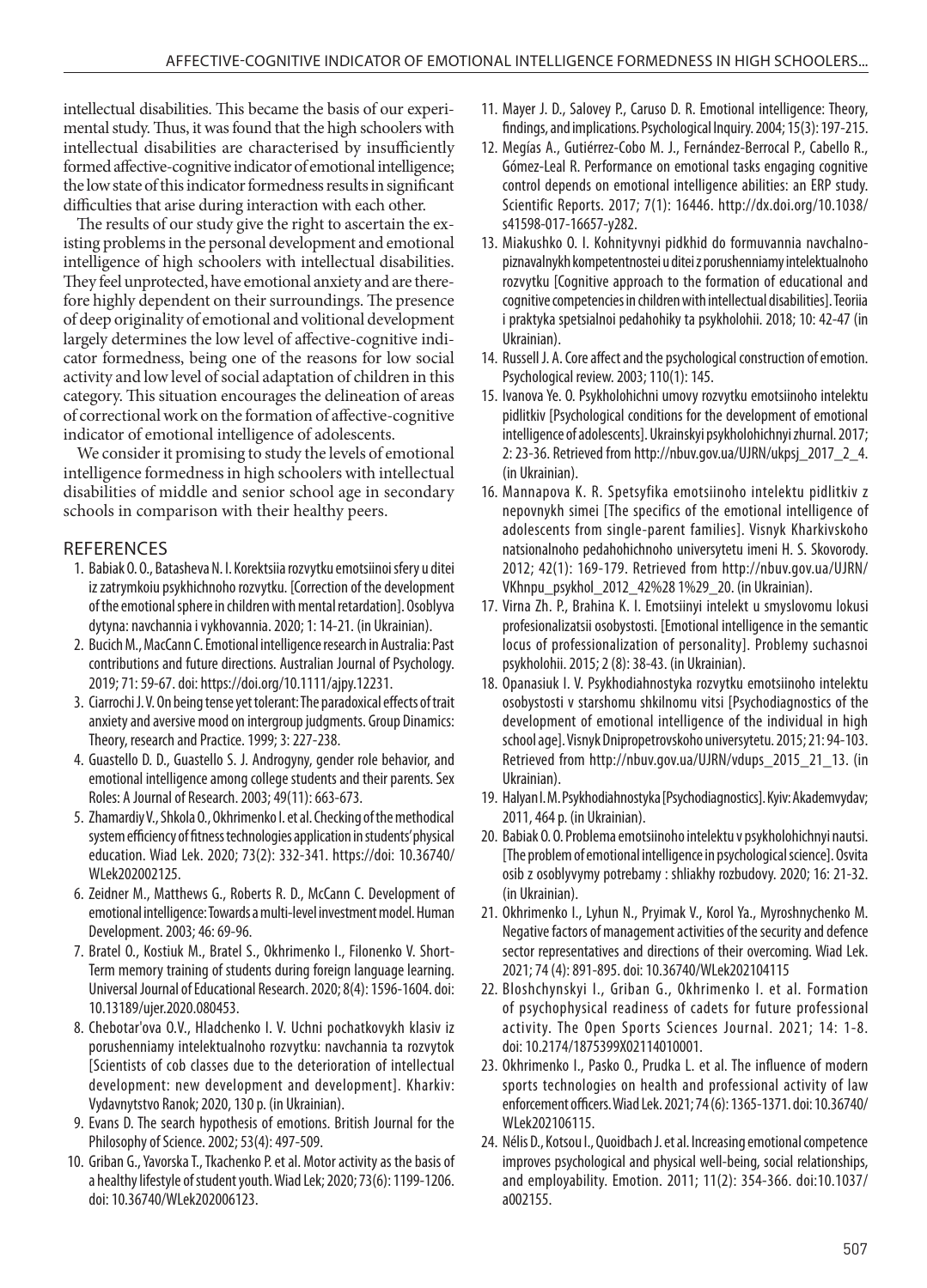intellectual disabilities. This became the basis of our experimental study. Thus, it was found that the high schoolers with intellectual disabilities are characterised by insufficiently formed affective-cognitive indicator of emotional intelligence; the low state of this indicator formedness results in significant difficulties that arise during interaction with each other.

The results of our study give the right to ascertain the existing problems in the personal development and emotional intelligence of high schoolers with intellectual disabilities. They feel unprotected, have emotional anxiety and are therefore highly dependent on their surroundings. The presence of deep originality of emotional and volitional development largely determines the low level of affective-cognitive indicator formedness, being one of the reasons for low social activity and low level of social adaptation of children in this category. This situation encourages the delineation of areas of correctional work on the formation of affective-cognitive indicator of emotional intelligence of adolescents.

We consider it promising to study the levels of emotional intelligence formedness in high schoolers with intellectual disabilities of middle and senior school age in secondary schools in comparison with their healthy peers.

## REFERENCES

1. Babiak O. O., Batasheva N. I. Korektsiia rozvytku emotsiinoi sfery u ditei iz zatrymkoiu psykhichnoho rozvytku. [Correction of the development of the emotional sphere in children with mental retardation]. Osoblyva dytyna: navchannia i vykhovannia. 2020; 1: 14-21. (in Ukrainian).
2. Bucich M., MacCann C. Emotional intelligence research in Australia: Past contributions and future directions. Australian Journal of Psychology. 2019; 71: 59-67. doi: https://doi.org/10.1111/ajpy.12231.
3. Ciarrochi J. V. On being tense yet tolerant: The paradoxical effects of trait anxiety and aversive mood on intergroup judgments. Group Dinamics: Theory, research and Practice. 1999; 3: 227-238.
4. Guastello D. D., Guastello S. J. Androgyny, gender role behavior, and emotional intelligence among college students and their parents. Sex Roles: A Journal of Research. 2003; 49(11): 663-673.
5. Zhamardiy V., Shkola O., Okhrimenko I. et al. Checking of the methodical system efficiency of fitness technologies application in students' physical education. Wiad Lek. 2020; 73(2): 332-341. https://doi: 10.36740/WLek202002125.
6. Zeidner M., Matthews G., Roberts R. D., McCann C. Development of emotional intelligence: Towards a multi-level investment model. Human Development. 2003; 46: 69-96.
7. Bratel O., Kostiuk M., Bratel S., Okhrimenko I., Filonenko V. Short-Term memory training of students during foreign language learning. Universal Journal of Educational Research. 2020; 8(4): 1596-1604. doi: 10.13189/ujer.2020.080453.
8. Chebotar'ova O.V., Hladchenko I. V. Uchni pochatkovykh klasiv iz porushenniamy intelektualnoho rozvytku: navchannia ta rozvytok [Scientists of cob classes due to the deterioration of intellectual development: new development and development]. Kharkiv: Vydavnytstvo Ranok; 2020, 130 p. (in Ukrainian).
9. Evans D. The search hypothesis of emotions. British Journal for the Philosophy of Science. 2002; 53(4): 497-509.
10. Griban G., Yavorska T., Tkachenko P. et al. Motor activity as the basis of a healthy lifestyle of student youth. Wiad Lek; 2020; 73(6): 1199-1206. doi: 10.36740/WLek202006123.
11. Mayer J. D., Salovey P., Caruso D. R. Emotional intelligence: Theory, findings, and implications. Psychological Inquiry. 2004; 15(3): 197-215.
12. Megías A., Gutiérrez-Cobo M. J., Fernández-Berrocal P., Cabello R., Gómez-Leal R. Performance on emotional tasks engaging cognitive control depends on emotional intelligence abilities: an ERP study. Scientific Reports. 2017; 7(1): 16446. http://dx.doi.org/10.1038/s41598-017-16657-y282.
13. Miakushko O. I. Kohnityvnyi pidkhid do formuvannia navchalno-piznavalnykh kompetentnostei u ditei z porushenniamy intelektualnoho rozvytku [Cognitive approach to the formation of educational and cognitive competencies in children with intellectual disabilities]. Teoriia i praktyka spetsialnoi pedahohiky ta psykholohii. 2018; 10: 42-47 (in Ukrainian).
14. Russell J. A. Core affect and the psychological construction of emotion. Psychological review. 2003; 110(1): 145.
15. Ivanova Ye. O. Psykholohichni umovy rozvytku emotsiinoho intelektu pidlitkiv [Psychological conditions for the development of emotional intelligence of adolescents]. Ukrainskyi psykholohichnyi zhurnal. 2017; 2: 23-36. Retrieved from http://nbuv.gov.ua/UJRN/ukpsj_2017_2_4. (in Ukrainian).
16. Mannapova K. R. Spetsyfika emotsiinoho intelektu pidlitkiv z nepovnykh simei [The specifics of the emotional intelligence of adolescents from single-parent families]. Visnyk Kharkivskoho natsionalnoho pedahohichnoho universytetu imeni H. S. Skovorody. 2012; 42(1): 169-179. Retrieved from http://nbuv.gov.ua/UJRN/VKhnpu_psykhol_2012_42%28 1%29_20. (in Ukrainian).
17. Virna Zh. P., Brahina K. I. Emotsiinyi intelekt u smyslovomu lokusi profesionalizatsii osobystosti. [Emotional intelligence in the semantic locus of professionalization of personality]. Problemy suchasnoi psykholohii. 2015; 2 (8): 38-43. (in Ukrainian).
18. Opanasiuk I. V. Psykhodiahnostyka rozvytku emotsiinoho intelektu osobystosti v starshomu shkilnomu vitsi [Psychodiagnostics of the development of emotional intelligence of the individual in high school age]. Visnyk Dnipropetrovskoho universytetu. 2015; 21: 94-103. Retrieved from http://nbuv.gov.ua/UJRN/vdups_2015_21_13. (in Ukrainian).
19. Halyan I. M. Psykhodiahnostyka [Psychodiagnostics]. Kyiv: Akademvydav; 2011, 464 p. (in Ukrainian).
20. Babiak O. O. Problema emotsiinoho intelektu v psykholohichnyi nautsi. [The problem of emotional intelligence in psychological science]. Osvita osib z osoblyvymy potrebamy : shliakhy rozbudovy. 2020; 16: 21-32. (in Ukrainian).
21. Okhrimenko I., Lyhun N., Pryimak V., Korol Ya., Myroshnychenko M. Negative factors of management activities of the security and defence sector representatives and directions of their overcoming. Wiad Lek. 2021; 74 (4): 891-895. doi: 10.36740/WLek202104115
22. Bloshchynskyi I., Griban G., Okhrimenko I. et al. Formation of psychophysical readiness of cadets for future professional activity. The Open Sports Sciences Journal. 2021; 14: 1-8. doi: 10.2174/1875399X02114010001.
23. Okhrimenko I., Pasko O., Prudka L. et al. The influence of modern sports technologies on health and professional activity of law enforcement officers. Wiad Lek. 2021; 74 (6): 1365-1371. doi: 10.36740/WLek202106115.
24. Nélis D., Kotsou I., Quoidbach J. et al. Increasing emotional competence improves psychological and physical well-being, social relationships, and employability. Emotion. 2011; 11(2): 354-366. doi:10.1037/a002155.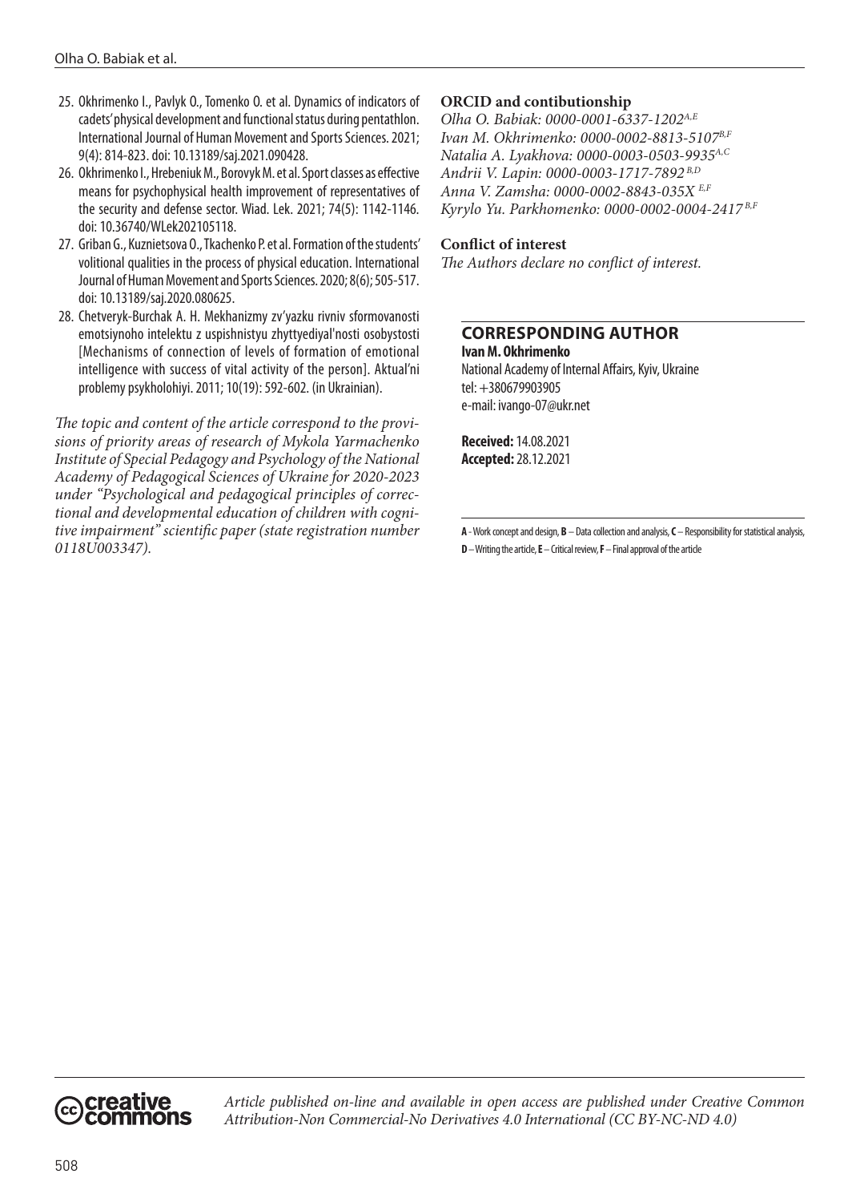25. Okhrimenko I., Pavlyk O., Tomenko O. et al. Dynamics of indicators of cadets' physical development and functional status during pentathlon. International Journal of Human Movement and Sports Sciences. 2021; 9(4): 814-823. doi: 10.13189/saj.2021.090428.
26. Okhrimenko I., Hrebeniuk M., Borovyk M. et al. Sport classes as effective means for psychophysical health improvement of representatives of the security and defense sector. Wiad. Lek. 2021; 74(5): 1142-1146. doi: 10.36740/WLek202105118.
27. Griban G., Kuznietsova O., Tkachenko P. et al. Formation of the students' volitional qualities in the process of physical education. International Journal of Human Movement and Sports Sciences. 2020; 8(6); 505-517. doi: 10.13189/saj.2020.080625.
28. Chetveryk-Burchak A. H. Mekhanizmy zv'yazku rivniv sformovanosti emotsiynoho intelektu z uspishnistyu zhyttyediyal'nosti osobystosti [Mechanisms of connection of levels of formation of emotional intelligence with success of vital activity of the person]. Aktual'ni problemy psykholohiyi. 2011; 10(19): 592-602. (in Ukrainian).

*The topic and content of the article correspond to the provisions of priority areas of research of Mykola Yarmachenko Institute of Special Pedagogy and Psychology of the National Academy of Pedagogical Sciences of Ukraine for 2020-2023 under "Psychological and pedagogical principles of correctional and developmental education of children with cognitive impairment" scientific paper (state registration number 0118U003347).*

**ORCID and contibutionship**

*Olha O. Babiak: 0000-0001-6337-1202[A,E]*
*Ivan M. Okhrimenko: 0000-0002-8813-5107[B,F]*
*Natalia A. Lyakhova: 0000-0003-0503-9935[A,C]*
*Andrii V. Lapin: 0000-0003-1717-7892[B,D]*
*Anna V. Zamsha: 0000-0002-8843-035X[E,F]*
*Kyrylo Yu. Parkhomenko: 0000-0002-0004-2417[B,F]*

**Conflict of interest**

*The Authors declare no conflict of interest.*

## CORRESPONDING AUTHOR

**Ivan M. Okhrimenko**
National Academy of Internal Affairs, Kyiv, Ukraine
tel: +380679903905
e-mail: ivango-07@ukr.net

**Received:** 14.08.2021
**Accepted:** 28.12.2021

**A** - Work concept and design, **B** – Data collection and analysis, **C** – Responsibility for statistical analysis,
**D** – Writing the article, **E** – Critical review, **F** – Final approval of the article

*Article published on-line and available in open access are published under Creative Common Attribution-Non Commercial-No Derivatives 4.0 International (CC BY-NC-ND 4.0)*